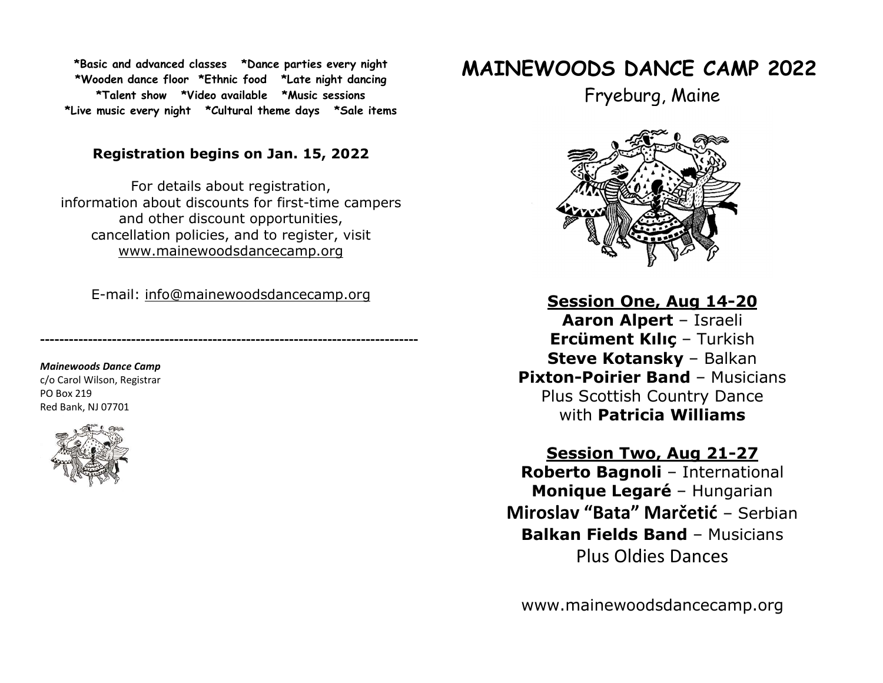*Basic and advanced classes *Dance parties every night
*Wooden dance floor *Ethnic food *Late night dancing
*Talent show *Video available *Music sessions
*Live music every night *Cultural theme days *Sale items

**Registration begins on Jan. 15, 2022**

For details about registration,
information about discounts for first-time campers
and other discount opportunities,
cancellation policies, and to register, visit
www.mainewoodsdancecamp.org

E-mail: info@mainewoodsdancecamp.org

---

***Mainewoods Dance Camp***
c/o Carol Wilson, Registrar
PO Box 219
Red Bank, NJ 07701

# MAINEWOODS DANCE CAMP 2022

Fryeburg, Maine

## Session One, Aug 14-20

**Aaron Alpert** – Israeli
**Ercüment Kılıç** – Turkish
**Steve Kotansky** – Balkan
**Pixton-Poirier Band** – Musicians
Plus Scottish Country Dance
with **Patricia Williams**

## Session Two, Aug 21-27

**Roberto Bagnoli** – International
**Monique Legaré** – Hungarian
**Miroslav "Bata" Marčetić** – Serbian
**Balkan Fields Band** – Musicians
Plus Oldies Dances

www.mainewoodsdancecamp.org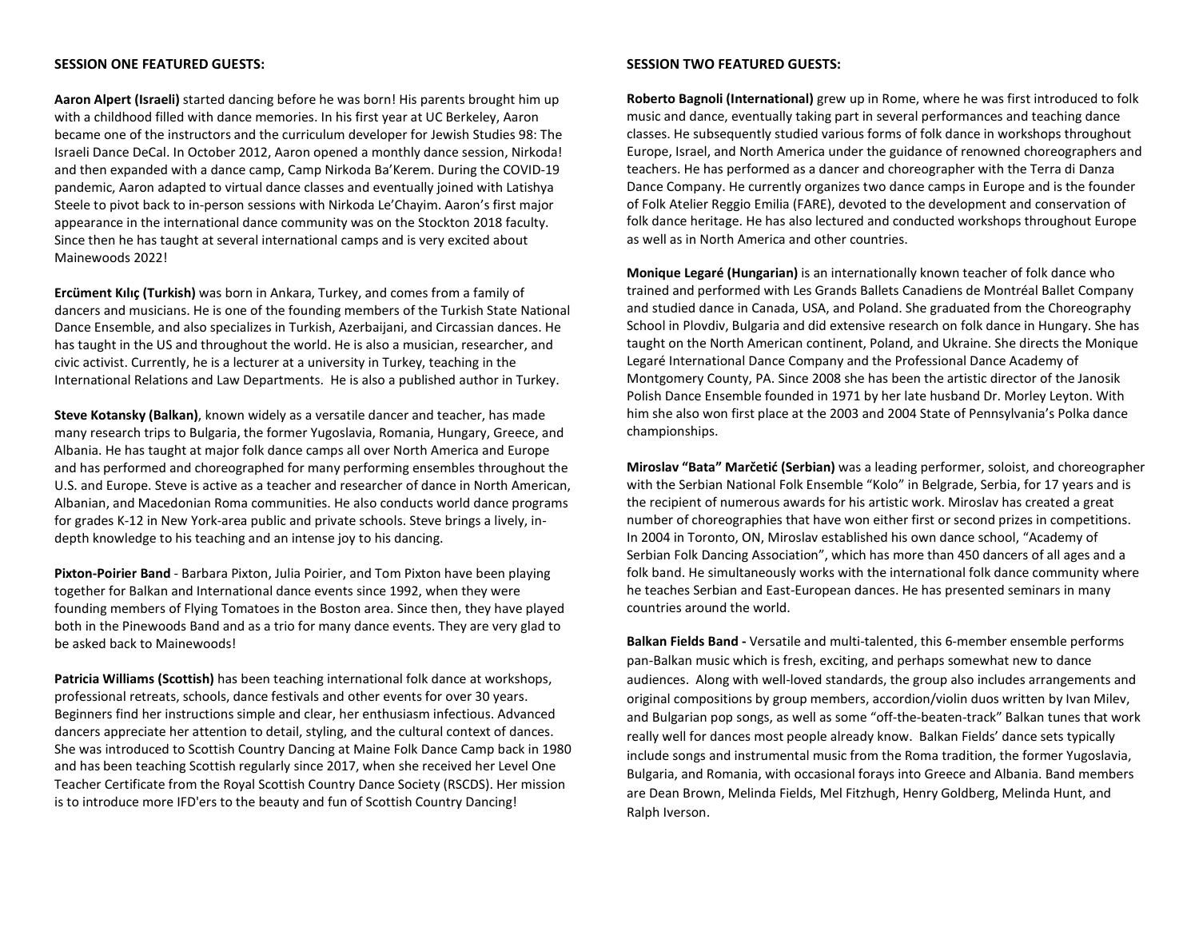**SESSION ONE FEATURED GUESTS:**

**Aaron Alpert (Israeli)** started dancing before he was born! His parents brought him up with a childhood filled with dance memories. In his first year at UC Berkeley, Aaron became one of the instructors and the curriculum developer for Jewish Studies 98: The Israeli Dance DeCal. In October 2012, Aaron opened a monthly dance session, Nirkoda! and then expanded with a dance camp, Camp Nirkoda Ba'Kerem. During the COVID-19 pandemic, Aaron adapted to virtual dance classes and eventually joined with Latishya Steele to pivot back to in-person sessions with Nirkoda Le'Chayim. Aaron's first major appearance in the international dance community was on the Stockton 2018 faculty. Since then he has taught at several international camps and is very excited about Mainewoods 2022!

**Ercüment Kılıç (Turkish)** was born in Ankara, Turkey, and comes from a family of dancers and musicians. He is one of the founding members of the Turkish State National Dance Ensemble, and also specializes in Turkish, Azerbaijani, and Circassian dances. He has taught in the US and throughout the world. He is also a musician, researcher, and civic activist. Currently, he is a lecturer at a university in Turkey, teaching in the International Relations and Law Departments. He is also a published author in Turkey.

**Steve Kotansky (Balkan)**, known widely as a versatile dancer and teacher, has made many research trips to Bulgaria, the former Yugoslavia, Romania, Hungary, Greece, and Albania. He has taught at major folk dance camps all over North America and Europe and has performed and choreographed for many performing ensembles throughout the U.S. and Europe. Steve is active as a teacher and researcher of dance in North American, Albanian, and Macedonian Roma communities. He also conducts world dance programs for grades K-12 in New York-area public and private schools. Steve brings a lively, in-depth knowledge to his teaching and an intense joy to his dancing.

**Pixton-Poirier Band** - Barbara Pixton, Julia Poirier, and Tom Pixton have been playing together for Balkan and International dance events since 1992, when they were founding members of Flying Tomatoes in the Boston area. Since then, they have played both in the Pinewoods Band and as a trio for many dance events. They are very glad to be asked back to Mainewoods!

**Patricia Williams (Scottish)** has been teaching international folk dance at workshops, professional retreats, schools, dance festivals and other events for over 30 years. Beginners find her instructions simple and clear, her enthusiasm infectious. Advanced dancers appreciate her attention to detail, styling, and the cultural context of dances. She was introduced to Scottish Country Dancing at Maine Folk Dance Camp back in 1980 and has been teaching Scottish regularly since 2017, when she received her Level One Teacher Certificate from the Royal Scottish Country Dance Society (RSCDS). Her mission is to introduce more IFD'ers to the beauty and fun of Scottish Country Dancing!

**SESSION TWO FEATURED GUESTS:**

**Roberto Bagnoli (International)** grew up in Rome, where he was first introduced to folk music and dance, eventually taking part in several performances and teaching dance classes. He subsequently studied various forms of folk dance in workshops throughout Europe, Israel, and North America under the guidance of renowned choreographers and teachers. He has performed as a dancer and choreographer with the Terra di Danza Dance Company. He currently organizes two dance camps in Europe and is the founder of Folk Atelier Reggio Emilia (FARE), devoted to the development and conservation of folk dance heritage. He has also lectured and conducted workshops throughout Europe as well as in North America and other countries.

**Monique Legaré (Hungarian)** is an internationally known teacher of folk dance who trained and performed with Les Grands Ballets Canadiens de Montréal Ballet Company and studied dance in Canada, USA, and Poland. She graduated from the Choreography School in Plovdiv, Bulgaria and did extensive research on folk dance in Hungary. She has taught on the North American continent, Poland, and Ukraine. She directs the Monique Legaré International Dance Company and the Professional Dance Academy of Montgomery County, PA. Since 2008 she has been the artistic director of the Janosik Polish Dance Ensemble founded in 1971 by her late husband Dr. Morley Leyton. With him she also won first place at the 2003 and 2004 State of Pennsylvania's Polka dance championships.

**Miroslav "Bata" Marčetić (Serbian)** was a leading performer, soloist, and choreographer with the Serbian National Folk Ensemble "Kolo" in Belgrade, Serbia, for 17 years and is the recipient of numerous awards for his artistic work. Miroslav has created a great number of choreographies that have won either first or second prizes in competitions. In 2004 in Toronto, ON, Miroslav established his own dance school, "Academy of Serbian Folk Dancing Association", which has more than 450 dancers of all ages and a folk band. He simultaneously works with the international folk dance community where he teaches Serbian and East-European dances. He has presented seminars in many countries around the world.

**Balkan Fields Band -** Versatile and multi-talented, this 6-member ensemble performs pan-Balkan music which is fresh, exciting, and perhaps somewhat new to dance audiences. Along with well-loved standards, the group also includes arrangements and original compositions by group members, accordion/violin duos written by Ivan Milev, and Bulgarian pop songs, as well as some "off-the-beaten-track" Balkan tunes that work really well for dances most people already know. Balkan Fields' dance sets typically include songs and instrumental music from the Roma tradition, the former Yugoslavia, Bulgaria, and Romania, with occasional forays into Greece and Albania. Band members are Dean Brown, Melinda Fields, Mel Fitzhugh, Henry Goldberg, Melinda Hunt, and Ralph Iverson.